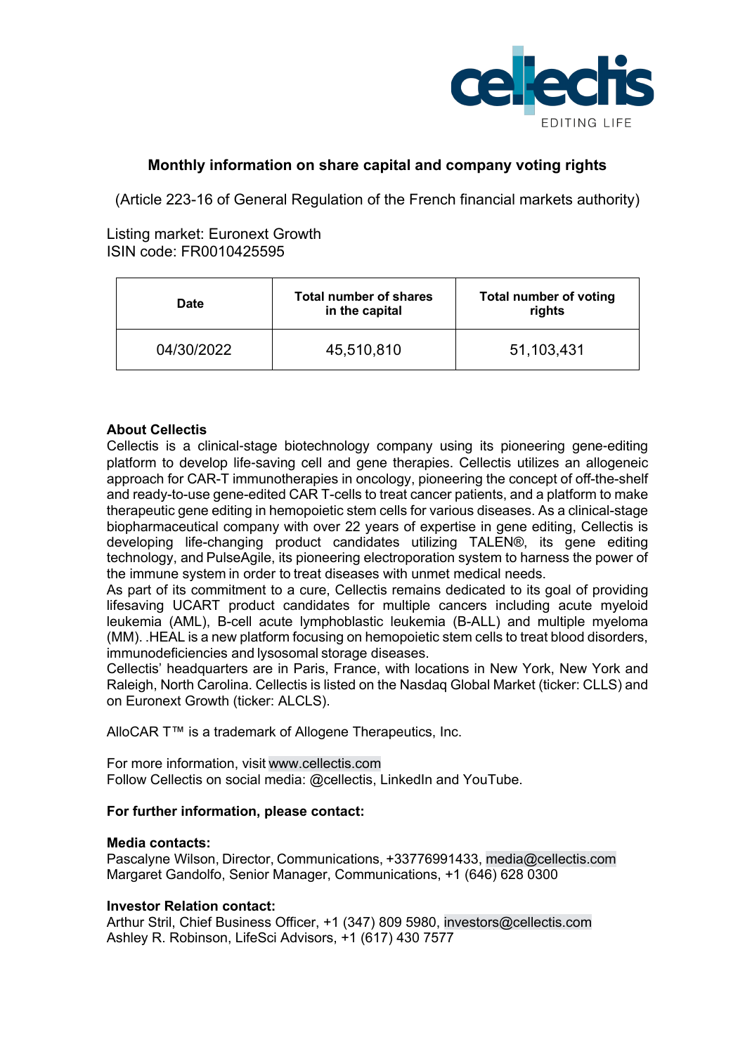## Monthly information on share capital and company voting rights

(Article 223-16 of General Regulation of the French financial markets authority)

Listing market: Euronext Growth
ISIN code: FR0010425595

| Date | Total number of shares in the capital | Total number of voting rights |
|---|---|---|
| 04/30/2022 | 45,510,810 | 51,103,431 |

**About Cellectis**

Cellectis is a clinical-stage biotechnology company using its pioneering gene-editing platform to develop life-saving cell and gene therapies. Cellectis utilizes an allogeneic approach for CAR-T immunotherapies in oncology, pioneering the concept of off-the-shelf and ready-to-use gene-edited CAR T-cells to treat cancer patients, and a platform to make therapeutic gene editing in hemopoietic stem cells for various diseases. As a clinical-stage biopharmaceutical company with over 22 years of expertise in gene editing, Cellectis is developing life-changing product candidates utilizing TALEN®, its gene editing technology, and PulseAgile, its pioneering electroporation system to harness the power of the immune system in order to treat diseases with unmet medical needs.

As part of its commitment to a cure, Cellectis remains dedicated to its goal of providing lifesaving UCART product candidates for multiple cancers including acute myeloid leukemia (AML), B-cell acute lymphoblastic leukemia (B-ALL) and multiple myeloma (MM). .HEAL is a new platform focusing on hemopoietic stem cells to treat blood disorders, immunodeficiencies and lysosomal storage diseases.

Cellectis' headquarters are in Paris, France, with locations in New York, New York and Raleigh, North Carolina. Cellectis is listed on the Nasdaq Global Market (ticker: CLLS) and on Euronext Growth (ticker: ALCLS).

AlloCAR T™ is a trademark of Allogene Therapeutics, Inc.

For more information, visit www.cellectis.com
Follow Cellectis on social media: @cellectis, LinkedIn and YouTube.

**For further information, please contact:**

**Media contacts:**
Pascalyne Wilson, Director, Communications, +33776991433, media@cellectis.com
Margaret Gandolfo, Senior Manager, Communications, +1 (646) 628 0300

**Investor Relation contact:**
Arthur Stril, Chief Business Officer, +1 (347) 809 5980, investors@cellectis.com
Ashley R. Robinson, LifeSci Advisors, +1 (617) 430 7577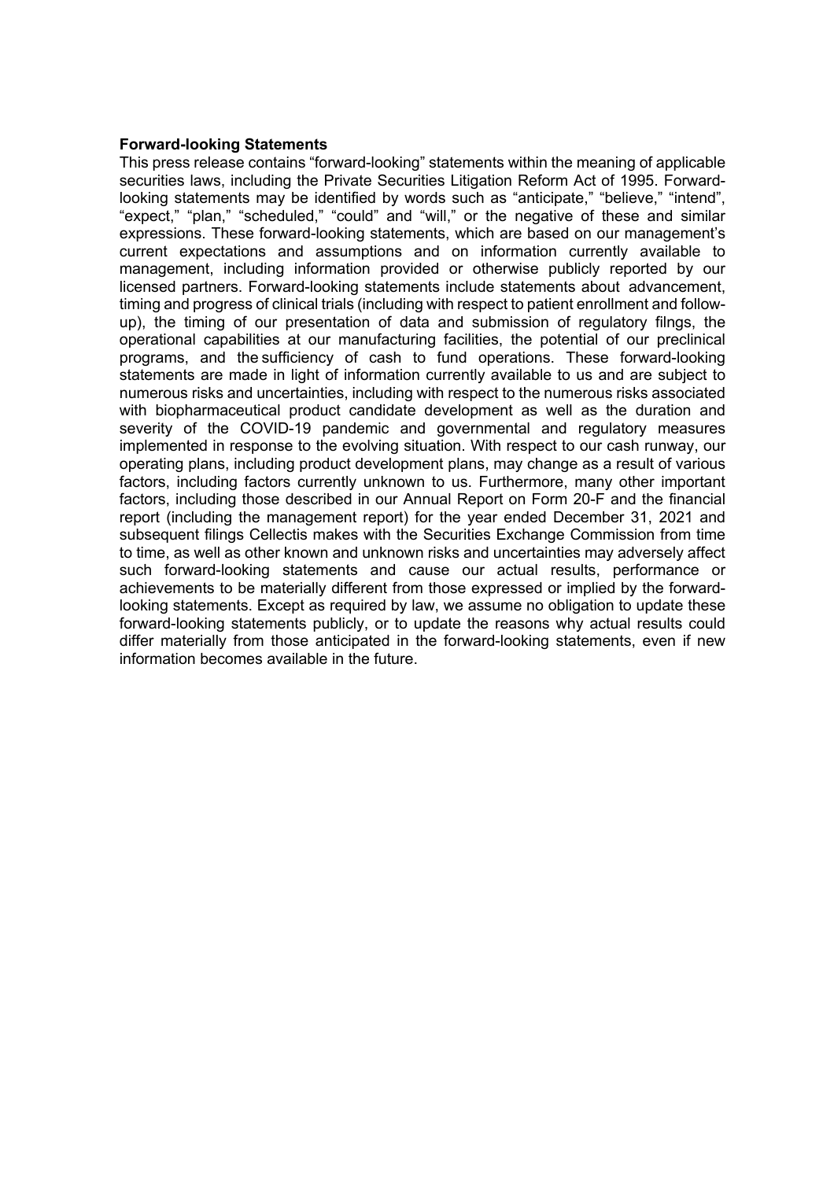**Forward-looking Statements**

This press release contains "forward-looking" statements within the meaning of applicable securities laws, including the Private Securities Litigation Reform Act of 1995. Forward-looking statements may be identified by words such as "anticipate," "believe," "intend", "expect," "plan," "scheduled," "could" and "will," or the negative of these and similar expressions. These forward-looking statements, which are based on our management's current expectations and assumptions and on information currently available to management, including information provided or otherwise publicly reported by our licensed partners. Forward-looking statements include statements about advancement, timing and progress of clinical trials (including with respect to patient enrollment and follow-up), the timing of our presentation of data and submission of regulatory filngs, the operational capabilities at our manufacturing facilities, the potential of our preclinical programs, and the sufficiency of cash to fund operations. These forward-looking statements are made in light of information currently available to us and are subject to numerous risks and uncertainties, including with respect to the numerous risks associated with biopharmaceutical product candidate development as well as the duration and severity of the COVID-19 pandemic and governmental and regulatory measures implemented in response to the evolving situation. With respect to our cash runway, our operating plans, including product development plans, may change as a result of various factors, including factors currently unknown to us. Furthermore, many other important factors, including those described in our Annual Report on Form 20-F and the financial report (including the management report) for the year ended December 31, 2021 and subsequent filings Cellectis makes with the Securities Exchange Commission from time to time, as well as other known and unknown risks and uncertainties may adversely affect such forward-looking statements and cause our actual results, performance or achievements to be materially different from those expressed or implied by the forward-looking statements. Except as required by law, we assume no obligation to update these forward-looking statements publicly, or to update the reasons why actual results could differ materially from those anticipated in the forward-looking statements, even if new information becomes available in the future.